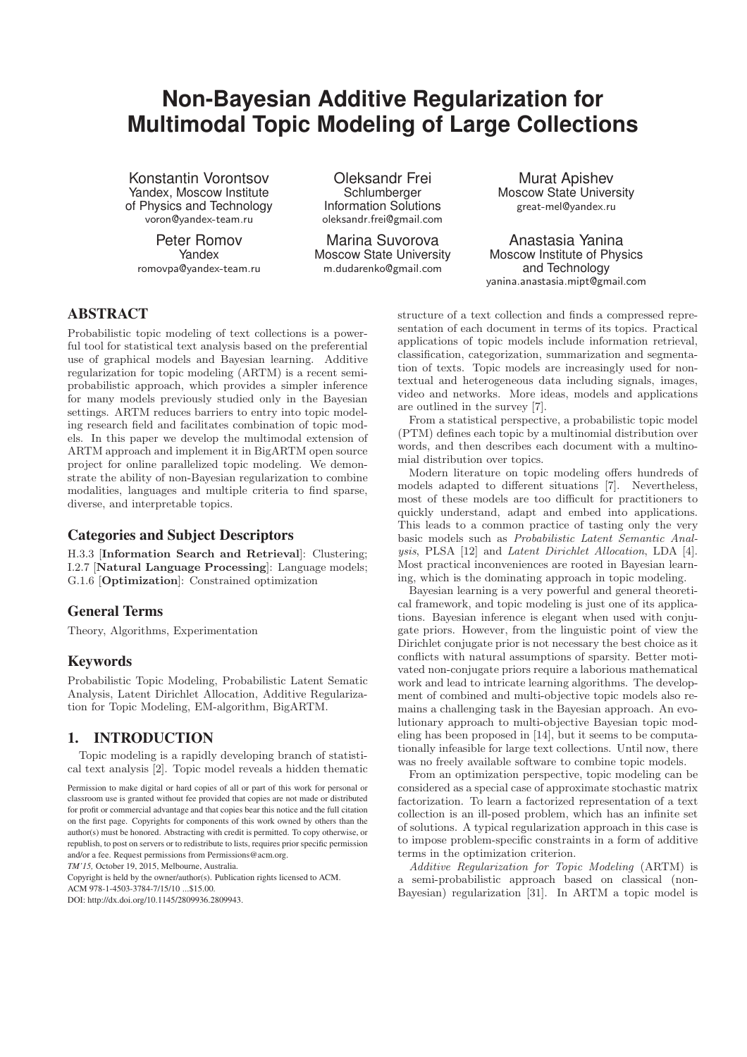# Non-Bayesian Additive Regularization for Multimodal Topic Modeling of Large Collections

Konstantin Vorontsov
Yandex, Moscow Institute of Physics and Technology
voron@yandex-team.ru

Oleksandr Frei
Schlumberger Information Solutions
oleksandr.frei@gmail.com

Murat Apishev
Moscow State University
great-mel@yandex.ru

Peter Romov
Yandex
romovpa@yandex-team.ru

Marina Suvorova
Moscow State University
m.dudarenko@gmail.com

Anastasia Yanina
Moscow Institute of Physics and Technology
yanina.anastasia.mipt@gmail.com

## ABSTRACT

Probabilistic topic modeling of text collections is a powerful tool for statistical text analysis based on the preferential use of graphical models and Bayesian learning. Additive regularization for topic modeling (ARTM) is a recent semi-probabilistic approach, which provides a simpler inference for many models previously studied only in the Bayesian settings. ARTM reduces barriers to entry into topic modeling research field and facilitates combination of topic models. In this paper we develop the multimodal extension of ARTM approach and implement it in BigARTM open source project for online parallelized topic modeling. We demonstrate the ability of non-Bayesian regularization to combine modalities, languages and multiple criteria to find sparse, diverse, and interpretable topics.

## Categories and Subject Descriptors

H.3.3 [**Information Search and Retrieval**]: Clustering; I.2.7 [**Natural Language Processing**]: Language models; G.1.6 [**Optimization**]: Constrained optimization

## General Terms

Theory, Algorithms, Experimentation

## Keywords

Probabilistic Topic Modeling, Probabilistic Latent Sematic Analysis, Latent Dirichlet Allocation, Additive Regularization for Topic Modeling, EM-algorithm, BigARTM.

## 1. INTRODUCTION

Topic modeling is a rapidly developing branch of statistical text analysis [2]. Topic model reveals a hidden thematic structure of a text collection and finds a compressed representation of each document in terms of its topics. Practical applications of topic models include information retrieval, classification, categorization, summarization and segmentation of texts. Topic models are increasingly used for non-textual and heterogeneous data including signals, images, video and networks. More ideas, models and applications are outlined in the survey [7].

From a statistical perspective, a probabilistic topic model (PTM) defines each topic by a multinomial distribution over words, and then describes each document with a multinomial distribution over topics.

Modern literature on topic modeling offers hundreds of models adapted to different situations [7]. Nevertheless, most of these models are too difficult for practitioners to quickly understand, adapt and embed into applications. This leads to a common practice of tasting only the very basic models such as *Probabilistic Latent Semantic Analysis*, PLSA [12] and *Latent Dirichlet Allocation*, LDA [4]. Most practical inconveniences are rooted in Bayesian learning, which is the dominating approach in topic modeling.

Bayesian learning is a very powerful and general theoretical framework, and topic modeling is just one of its applications. Bayesian inference is elegant when used with conjugate priors. However, from the linguistic point of view the Dirichlet conjugate prior is not necessary the best choice as it conflicts with natural assumptions of sparsity. Better motivated non-conjugate priors require a laborious mathematical work and lead to intricate learning algorithms. The development of combined and multi-objective topic models also remains a challenging task in the Bayesian approach. An evolutionary approach to multi-objective Bayesian topic modeling has been proposed in [14], but it seems to be computationally infeasible for large text collections. Until now, there was no freely available software to combine topic models.

From an optimization perspective, topic modeling can be considered as a special case of approximate stochastic matrix factorization. To learn a factorized representation of a text collection is an ill-posed problem, which has an infinite set of solutions. A typical regularization approach in this case is to impose problem-specific constraints in a form of additive terms in the optimization criterion.

*Additive Regularization for Topic Modeling* (ARTM) is a semi-probabilistic approach based on classical (non-Bayesian) regularization [31]. In ARTM a topic model is

Permission to make digital or hard copies of all or part of this work for personal or classroom use is granted without fee provided that copies are not made or distributed for profit or commercial advantage and that copies bear this notice and the full citation on the first page. Copyrights for components of this work owned by others than the author(s) must be honored. Abstracting with credit is permitted. To copy otherwise, or republish, to post on servers or to redistribute to lists, requires prior specific permission and/or a fee. Request permissions from Permissions@acm.org.
*TM'15*, October 19, 2015, Melbourne, Australia.
Copyright is held by the owner/author(s). Publication rights licensed to ACM.
ACM 978-1-4503-3784-7/15/10 ...$15.00.
DOI: http://dx.doi.org/10.1145/2809936.2809943.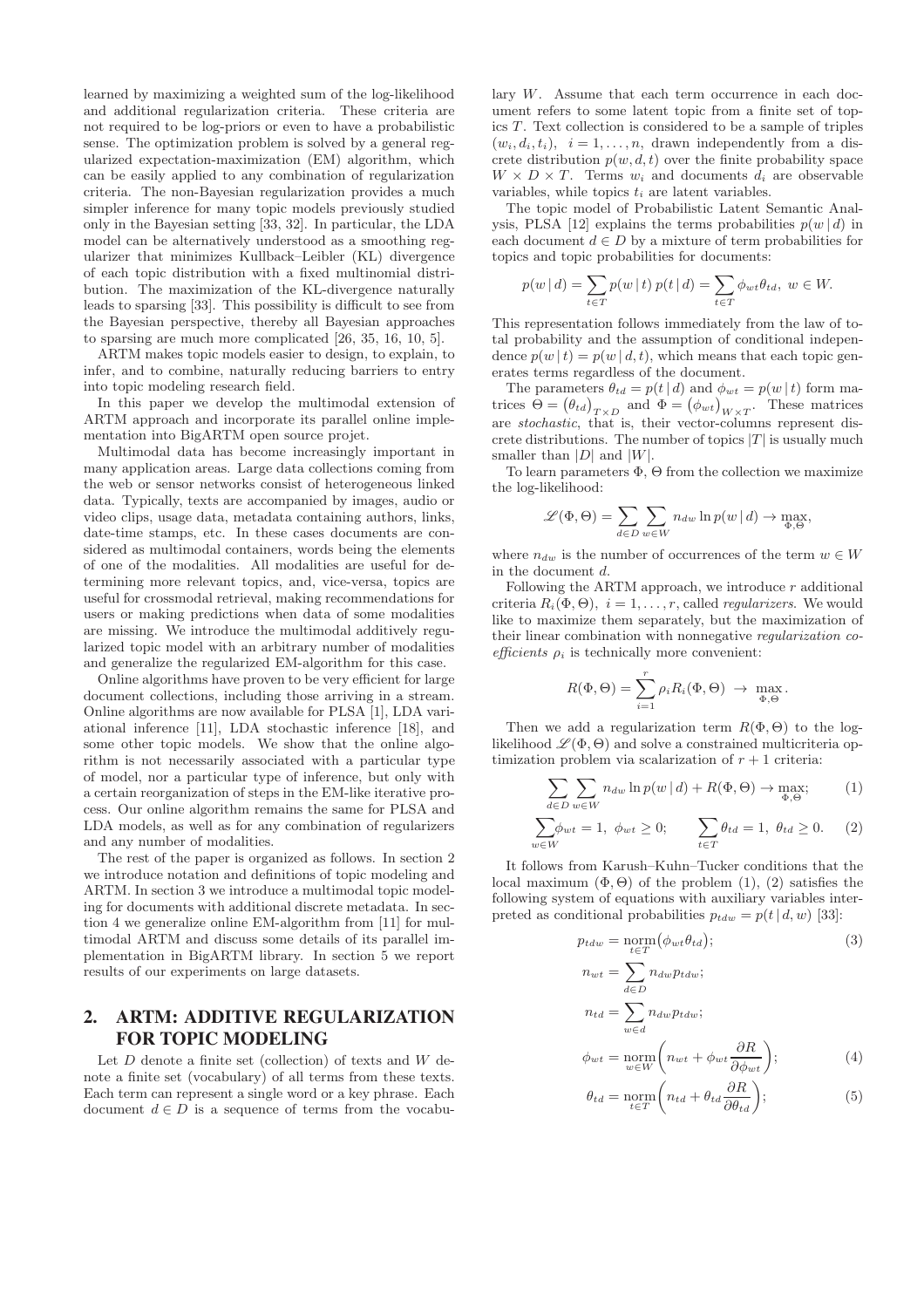learned by maximizing a weighted sum of the log-likelihood and additional regularization criteria. These criteria are not required to be log-priors or even to have a probabilistic sense. The optimization problem is solved by a general regularized expectation-maximization (EM) algorithm, which can be easily applied to any combination of regularization criteria. The non-Bayesian regularization provides a much simpler inference for many topic models previously studied only in the Bayesian setting [33, 32]. In particular, the LDA model can be alternatively understood as a smoothing regularizer that minimizes Kullback–Leibler (KL) divergence of each topic distribution with a fixed multinomial distribution. The maximization of the KL-divergence naturally leads to sparsing [33]. This possibility is difficult to see from the Bayesian perspective, thereby all Bayesian approaches to sparsing are much more complicated [26, 35, 16, 10, 5].

ARTM makes topic models easier to design, to explain, to infer, and to combine, naturally reducing barriers to entry into topic modeling research field.

In this paper we develop the multimodal extension of ARTM approach and incorporate its parallel online implementation into BigARTM open source projet.

Multimodal data has become increasingly important in many application areas. Large data collections coming from the web or sensor networks consist of heterogeneous linked data. Typically, texts are accompanied by images, audio or video clips, usage data, metadata containing authors, links, date-time stamps, etc. In these cases documents are considered as multimodal containers, words being the elements of one of the modalities. All modalities are useful for determining more relevant topics, and, vice-versa, topics are useful for crossmodal retrieval, making recommendations for users or making predictions when data of some modalities are missing. We introduce the multimodal additively regularized topic model with an arbitrary number of modalities and generalize the regularized EM-algorithm for this case.

Online algorithms have proven to be very efficient for large document collections, including those arriving in a stream. Online algorithms are now available for PLSA [1], LDA variational inference [11], LDA stochastic inference [18], and some other topic models. We show that the online algorithm is not necessarily associated with a particular type of model, nor a particular type of inference, but only with a certain reorganization of steps in the EM-like iterative process. Our online algorithm remains the same for PLSA and LDA models, as well as for any combination of regularizers and any number of modalities.

The rest of the paper is organized as follows. In section 2 we introduce notation and definitions of topic modeling and ARTM. In section 3 we introduce a multimodal topic modeling for documents with additional discrete metadata. In section 4 we generalize online EM-algorithm from [11] for multimodal ARTM and discuss some details of its parallel implementation in BigARTM library. In section 5 we report results of our experiments on large datasets.

## 2. ARTM: ADDITIVE REGULARIZATION FOR TOPIC MODELING

Let $D$ denote a finite set (collection) of texts and $W$ denote a finite set (vocabulary) of all terms from these texts. Each term can represent a single word or a key phrase. Each document $d \in D$ is a sequence of terms from the vocabulary $W$. Assume that each term occurrence in each document refers to some latent topic from a finite set of topics $T$. Text collection is considered to be a sample of triples $(w_i, d_i, t_i)$, $i = 1, \dots, n$, drawn independently from a discrete distribution $p(w, d, t)$ over the finite probability space $W \times D \times T$. Terms $w_i$ and documents $d_i$ are observable variables, while topics $t_i$ are latent variables.

The topic model of Probabilistic Latent Semantic Analysis, PLSA [12] explains the terms probabilities $p(w \,|\, d)$ in each document $d \in D$ by a mixture of term probabilities for topics and topic probabilities for documents:

$$p(w \,|\, d) = \sum_{t \in T} p(w \,|\, t)\, p(t \,|\, d) = \sum_{t \in T} \phi_{wt} \theta_{td}, \; w \in W.$$

This representation follows immediately from the law of total probability and the assumption of conditional independence $p(w \,|\, t) = p(w \,|\, d, t)$, which means that each topic generates terms regardless of the document.

The parameters $\theta_{td} = p(t \,|\, d)$ and $\phi_{wt} = p(w \,|\, t)$ form matrices $\Theta = \big(\theta_{td}\big)_{T \times D}$ and $\Phi = \big(\phi_{wt}\big)_{W \times T}$. These matrices are *stochastic*, that is, their vector-columns represent discrete distributions. The number of topics $|T|$ is usually much smaller than $|D|$ and $|W|$.

To learn parameters $\Phi, \Theta$ from the collection we maximize the log-likelihood:

$$\mathscr{L}(\Phi, \Theta) = \sum_{d \in D} \sum_{w \in W} n_{dw} \ln p(w \,|\, d) \to \max_{\Phi, \Theta},$$

where $n_{dw}$ is the number of occurrences of the term $w \in W$ in the document $d$.

Following the ARTM approach, we introduce $r$ additional criteria $R_i(\Phi, \Theta)$, $i = 1, \dots, r$, called *regularizers*. We would like to maximize them separately, but the maximization of their linear combination with nonnegative *regularization coefficients* $\rho_i$ is technically more convenient:

$$R(\Phi, \Theta) = \sum_{i=1}^{r} \rho_i R_i(\Phi, \Theta) \;\to\; \max_{\Phi, \Theta}.$$

Then we add a regularization term $R(\Phi, \Theta)$ to the log-likelihood $\mathscr{L}(\Phi, \Theta)$ and solve a constrained multicriteria optimization problem via scalarization of $r + 1$ criteria:

$$\sum_{d \in D} \sum_{w \in W} n_{dw} \ln p(w \,|\, d) + R(\Phi, \Theta) \to \max_{\Phi, \Theta}; \tag{1}$$

$$\sum_{w \in W} \phi_{wt} = 1, \; \phi_{wt} \geq 0; \qquad \sum_{t \in T} \theta_{td} = 1, \; \theta_{td} \geq 0. \tag{2}$$

It follows from Karush–Kuhn–Tucker conditions that the local maximum $(\Phi, \Theta)$ of the problem (1), (2) satisfies the following system of equations with auxiliary variables interpreted as conditional probabilities $p_{tdw} = p(t \,|\, d, w)$ [33]:

$$p_{tdw} = \operatorname*{norm}_{t \in T}\big(\phi_{wt} \theta_{td}\big); \tag{3}$$

$$n_{wt} = \sum_{d \in D} n_{dw} p_{tdw};$$

$$n_{td} = \sum_{w \in d} n_{dw} p_{tdw};$$

$$\phi_{wt} = \operatorname*{norm}_{w \in W}\left(n_{wt} + \phi_{wt} \frac{\partial R}{\partial \phi_{wt}}\right); \tag{4}$$

$$\theta_{td} = \operatorname*{norm}_{t \in T}\left(n_{td} + \theta_{td} \frac{\partial R}{\partial \theta_{td}}\right); \tag{5}$$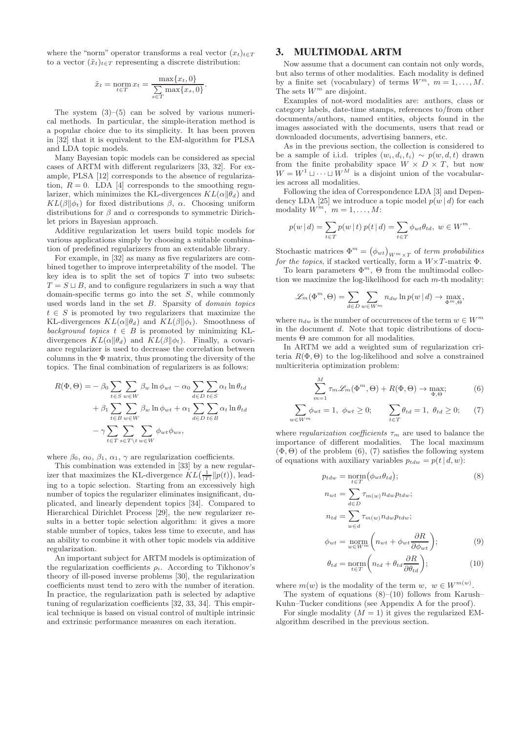where the "norm" operator transforms a real vector $(x_t)_{t \in T}$ to a vector $(\tilde{x}_t)_{t \in T}$ representing a discrete distribution:

$$\tilde{x}_t = \operatorname*{norm}_{t \in T} x_t = \frac{\max\{x_t, 0\}}{\sum_{s \in T} \max\{x_s, 0\}}.$$

The system (3)–(5) can be solved by various numerical methods. In particular, the simple-iteration method is a popular choice due to its simplicity. It has been proven in [32] that it is equivalent to the EM-algorithm for PLSA and LDA topic models.

Many Bayesian topic models can be considered as special cases of ARTM with different regularizers [33, 32]. For example, PLSA [12] corresponds to the absence of regularization, $R = 0$. LDA [4] corresponds to the smoothing regularizer, which minimizes the KL-divergences $KL(\alpha \| \theta_d)$ and $KL(\beta \| \phi_t)$ for fixed distributions $\beta$, $\alpha$. Choosing uniform distributions for $\beta$ and $\alpha$ corresponds to symmetric Dirichlet priors in Bayesian approach.

Additive regularization let users build topic models for various applications simply by choosing a suitable combination of predefined regularizers from an extendable library.

For example, in [32] as many as five regularizers are combined together to improve interpretability of the model. The key idea is to split the set of topics $T$ into two subsets: $T = S \sqcup B$, and to configure regularizers in such a way that domain-specific terms go into the set $S$, while commonly used words land in the set $B$. Sparsity of *domain topics* $t \in S$ is promoted by two regularizers that maximize the KL-divergences $KL(\alpha \| \theta_d)$ and $KL(\beta \| \phi_t)$. Smoothness of *background topics* $t \in B$ is promoted by minimizing KL-divergences $KL(\alpha \| \theta_d)$ and $KL(\beta \| \phi_t)$. Finally, a covariance regularizer is used to decrease the correlation between columns in the $\Phi$ matrix, thus promoting the diversity of the topics. The final combination of regularizers is as follows:

$$\begin{aligned} R(\Phi, \Theta) = &- \beta_0 \sum_{t \in S} \sum_{w \in W} \beta_w \ln \phi_{wt} - \alpha_0 \sum_{d \in D} \sum_{t \in S} \alpha_t \ln \theta_{td} \\ &+ \beta_1 \sum_{t \in B} \sum_{w \in W} \beta_w \ln \phi_{wt} + \alpha_1 \sum_{d \in D} \sum_{t \in B} \alpha_t \ln \theta_{td} \\ &- \gamma \sum_{t \in T} \sum_{s \in T \setminus t} \sum_{w \in W} \phi_{wt} \phi_{ws}, \end{aligned}$$

where $\beta_0$, $\alpha_0$, $\beta_1$, $\alpha_1$, $\gamma$ are regularization coefficients.

This combination was extended in [33] by a new regularizer that maximizes the KL-divergence $KL\big(\frac{1}{|T|} \| p(t)\big)$, leading to a topic selection. Starting from an excessively high number of topics the regularizer eliminates insignificant, duplicated, and linearly dependent topics [34]. Compared to Hierarchical Dirichlet Process [29], the new regularizer results in a better topic selection algorithm: it gives a more stable number of topics, takes less time to execute, and has an ability to combine it with other topic models via additive regularization.

An important subject for ARTM models is optimization of the regularization coefficients $\rho_i$. According to Tikhonov's theory of ill-posed inverse problems [30], the regularization coefficients must tend to zero with the number of iteration. In practice, the regularization path is selected by adaptive tuning of regularization coefficients [32, 33, 34]. This empirical technique is based on visual control of multiple intrinsic and extrinsic performance measures on each iteration.

## 3. MULTIMODAL ARTM

Now assume that a document can contain not only words, but also terms of other modalities. Each modality is defined by a finite set (vocabulary) of terms $W^m$, $m = 1, \dots, M$. The sets $W^m$ are disjoint.

Examples of not-word modalities are: authors, class or category labels, date-time stamps, references to/from other documents/authors, named entities, objects found in the images associated with the documents, users that read or downloaded documents, advertising banners, etc.

As in the previous section, the collection is considered to be a sample of i.i.d. triples $(w_i, d_i, t_i) \sim p(w, d, t)$ drawn from the finite probability space $W \times D \times T$, but now $W = W^1 \sqcup \dots \sqcup W^M$ is a disjoint union of the vocabularies across all modalities.

Following the idea of Correspondence LDA [3] and Dependency LDA [25] we introduce a topic model $p(w \,|\, d)$ for each modality $W^m$, $m = 1, \dots, M$:

$$p(w \,|\, d) = \sum_{t \in T} p(w \,|\, t) \, p(t \,|\, d) = \sum_{t \in T} \phi_{wt} \theta_{td}, \; w \in W^m.$$

Stochastic matrices $\Phi^m = \big(\phi_{wt}\big)_{W^m \times T}$ of *term probabilities for the topics*, if stacked vertically, form a $W \times T$-matrix $\Phi$.

To learn parameters $\Phi^m$, $\Theta$ from the multimodal collection we maximize the log-likelihood for each $m$-th modality:

$$\mathscr{L}_m(\Phi^m, \Theta) = \sum_{d \in D} \sum_{w \in W^m} n_{dw} \ln p(w \,|\, d) \to \max_{\Phi^m, \Theta},$$

where $n_{dw}$ is the number of occurrences of the term $w \in W^m$ in the document $d$. Note that topic distributions of documents $\Theta$ are common for all modalities.

In ARTM we add a weighted sum of regularization criteria $R(\Phi, \Theta)$ to the log-likelihood and solve a constrained multicriteria optimization problem:

$$\sum_{m=1}^{M} \tau_m \mathscr{L}_m(\Phi^m, \Theta) + R(\Phi, \Theta) \to \max_{\Phi, \Theta}; \tag{6}$$

$$\sum_{w \in W^m} \phi_{wt} = 1, \; \phi_{wt} \geq 0; \qquad \sum_{t \in T} \theta_{td} = 1, \; \theta_{td} \geq 0; \tag{7}$$

where *regularization coefficients* $\tau_m$ are used to balance the importance of different modalities. The local maximum $(\Phi, \Theta)$ of the problem (6), (7) satisfies the following system of equations with auxiliary variables $p_{tdw} = p(t \,|\, d, w)$:

$$p_{tdw} = \operatorname*{norm}_{t \in T} \big(\phi_{wt} \theta_{td}\big); \tag{8}$$

$$n_{wt} = \sum_{d \in D} \tau_{m(w)} n_{dw} p_{tdw};$$

$$n_{td} = \sum_{w \in d} \tau_{m(w)} n_{dw} p_{tdw};$$

$$\phi_{wt} = \operatorname*{norm}_{w \in W^m} \left( n_{wt} + \phi_{wt} \frac{\partial R}{\partial \phi_{wt}} \right); \tag{9}$$

$$\theta_{td} = \operatorname*{norm}_{t \in T} \left( n_{td} + \theta_{td} \frac{\partial R}{\partial \theta_{td}} \right); \tag{10}$$

where $m(w)$ is the modality of the term $w$, $w \in W^{m(w)}$.

The system of equations (8)–(10) follows from Karush–Kuhn–Tucker conditions (see Appendix A for the proof).

For single modality ($M = 1$) it gives the regularized EM-algorithm described in the previous section.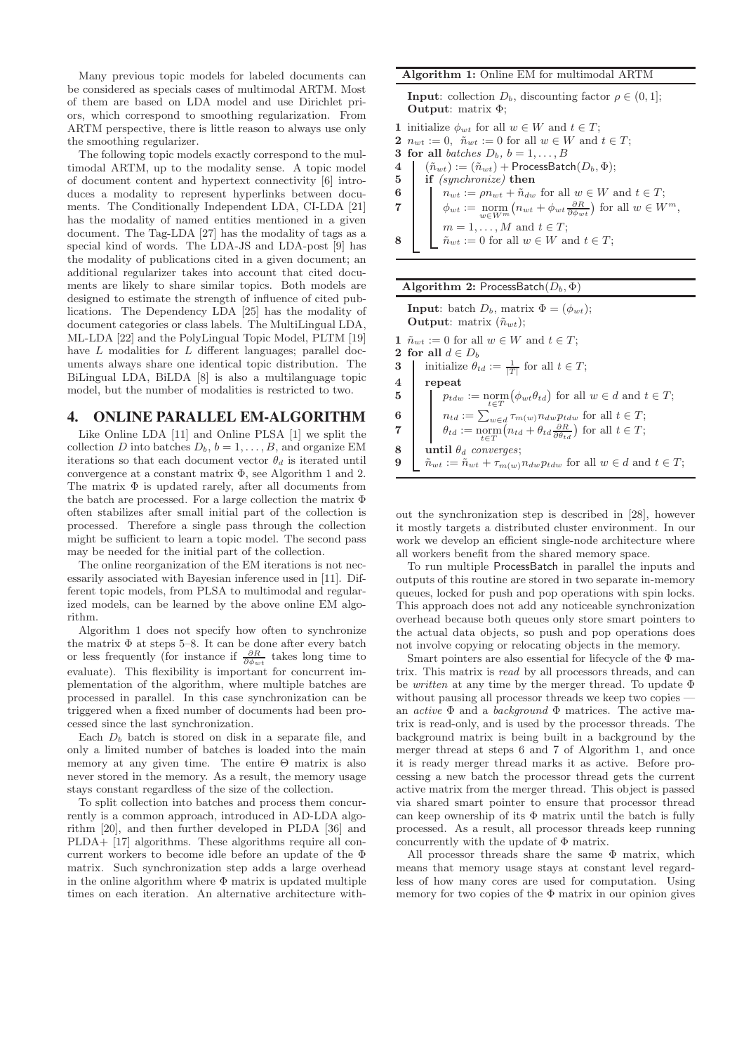Many previous topic models for labeled documents can be considered as specials cases of multimodal ARTM. Most of them are based on LDA model and use Dirichlet priors, which correspond to smoothing regularization. From ARTM perspective, there is little reason to always use only the smoothing regularizer.

The following topic models exactly correspond to the multimodal ARTM, up to the modality sense. A topic model of document content and hypertext connectivity [6] introduces a modality to represent hyperlinks between documents. The Conditionally Independent LDA, CI-LDA [21] has the modality of named entities mentioned in a given document. The Tag-LDA [27] has the modality of tags as a special kind of words. The LDA-JS and LDA-post [9] has the modality of publications cited in a given document; an additional regularizer takes into account that cited documents are likely to share similar topics. Both models are designed to estimate the strength of influence of cited publications. The Dependency LDA [25] has the modality of document categories or class labels. The MultiLingual LDA, ML-LDA [22] and the PolyLingual Topic Model, PLTM [19] have $L$ modalities for $L$ different languages; parallel documents always share one identical topic distribution. The BiLingual LDA, BiLDA [8] is also a multilanguage topic model, but the number of modalities is restricted to two.

## 4. ONLINE PARALLEL EM-ALGORITHM

Like Online LDA [11] and Online PLSA [1] we split the collection $D$ into batches $D_b$, $b = 1,\dots,B$, and organize EM iterations so that each document vector $\theta_d$ is iterated until convergence at a constant matrix $\Phi$, see Algorithm 1 and 2. The matrix $\Phi$ is updated rarely, after all documents from the batch are processed. For a large collection the matrix $\Phi$ often stabilizes after small initial part of the collection is processed. Therefore a single pass through the collection might be sufficient to learn a topic model. The second pass may be needed for the initial part of the collection.

The online reorganization of the EM iterations is not necessarily associated with Bayesian inference used in [11]. Different topic models, from PLSA to multimodal and regularized models, can be learned by the above online EM algorithm.

Algorithm 1 does not specify how often to synchronize the matrix $\Phi$ at steps 5–8. It can be done after every batch or less frequently (for instance if $\frac{\partial R}{\partial \phi_{wt}}$ takes long time to evaluate). This flexibility is important for concurrent implementation of the algorithm, where multiple batches are processed in parallel. In this case synchronization can be triggered when a fixed number of documents had been processed since the last synchronization.

Each $D_b$ batch is stored on disk in a separate file, and only a limited number of batches is loaded into the main memory at any given time. The entire $\Theta$ matrix is also never stored in the memory. As a result, the memory usage stays constant regardless of the size of the collection.

To split collection into batches and process them concurrently is a common approach, introduced in AD-LDA algorithm [20], and then further developed in PLDA [36] and PLDA+ [17] algorithms. These algorithms require all concurrent workers to become idle before an update of the $\Phi$ matrix. Such synchronization step adds a large overhead in the online algorithm where $\Phi$ matrix is updated multiple times on each iteration. An alternative architecture without the synchronization step is described in [28], however it mostly targets a distributed cluster environment. In our work we develop an efficient single-node architecture where all workers benefit from the shared memory space.

**Algorithm 1:** Online EM for multimodal ARTM

**Input**: collection $D_b$, discounting factor $\rho \in (0,1]$;
**Output**: matrix $\Phi$;

1. initialize $\phi_{wt}$ for all $w \in W$ and $t \in T$;
2. $n_{wt} := 0$, $\tilde{n}_{wt} := 0$ for all $w \in W$ and $t \in T$;
3. **for all** *batches* $D_b$, $b = 1,\dots,B$
4. $\quad (\tilde{n}_{wt}) := (\tilde{n}_{wt}) + \mathsf{ProcessBatch}(D_b, \Phi)$;
5. $\quad$ **if** *(synchronize)* **then**
6. $\quad\quad n_{wt} := \rho n_{wt} + \tilde{n}_{dw}$ for all $w \in W$ and $t \in T$;
7. $\quad\quad \phi_{wt} := \underset{w \in W^m}{\mathrm{norm}}\big(n_{wt} + \phi_{wt}\frac{\partial R}{\partial \phi_{wt}}\big)$ for all $w \in W^m$, $m = 1,\dots,M$ and $t \in T$;
8. $\quad\quad \tilde{n}_{wt} := 0$ for all $w \in W$ and $t \in T$;

**Algorithm 2:** $\mathsf{ProcessBatch}(D_b, \Phi)$

**Input**: batch $D_b$, matrix $\Phi = (\phi_{wt})$;
**Output**: matrix $(\tilde{n}_{wt})$;

1. $\tilde{n}_{wt} := 0$ for all $w \in W$ and $t \in T$;
2. **for all** $d \in D_b$
3. $\quad$ initialize $\theta_{td} := \frac{1}{|T|}$ for all $t \in T$;
4. $\quad$ **repeat**
5. $\quad\quad p_{tdw} := \underset{t \in T}{\mathrm{norm}}\big(\phi_{wt}\theta_{td}\big)$ for all $w \in d$ and $t \in T$;
6. $\quad\quad n_{td} := \sum_{w \in d} \tau_{m(w)} n_{dw} p_{tdw}$ for all $t \in T$;
7. $\quad\quad \theta_{td} := \underset{t \in T}{\mathrm{norm}}\big(n_{td} + \theta_{td}\frac{\partial R}{\partial \theta_{td}}\big)$ for all $t \in T$;
8. $\quad$ **until** $\theta_d$ *converges*;
9. $\quad \tilde{n}_{wt} := \tilde{n}_{wt} + \tau_{m(w)} n_{dw} p_{tdw}$ for all $w \in d$ and $t \in T$;

To run multiple ProcessBatch in parallel the inputs and outputs of this routine are stored in two separate in-memory queues, locked for push and pop operations with spin locks. This approach does not add any noticeable synchronization overhead because both queues only store smart pointers to the actual data objects, so push and pop operations does not involve copying or relocating objects in the memory.

Smart pointers are also essential for lifecycle of the $\Phi$ matrix. This matrix is *read* by all processors threads, and can be *written* at any time by the merger thread. To update $\Phi$ without pausing all processor threads we keep two copies — an *active* $\Phi$ and a *background* $\Phi$ matrices. The active matrix is read-only, and is used by the processor threads. The background matrix is being built in a background by the merger thread at steps 6 and 7 of Algorithm 1, and once it is ready merger thread marks it as active. Before processing a new batch the processor thread gets the current active matrix from the merger thread. This object is passed via shared smart pointer to ensure that processor thread can keep ownership of its $\Phi$ matrix until the batch is fully processed. As a result, all processor threads keep running concurrently with the update of $\Phi$ matrix.

All processor threads share the same $\Phi$ matrix, which means that memory usage stays at constant level regardless of how many cores are used for computation. Using memory for two copies of the $\Phi$ matrix in our opinion gives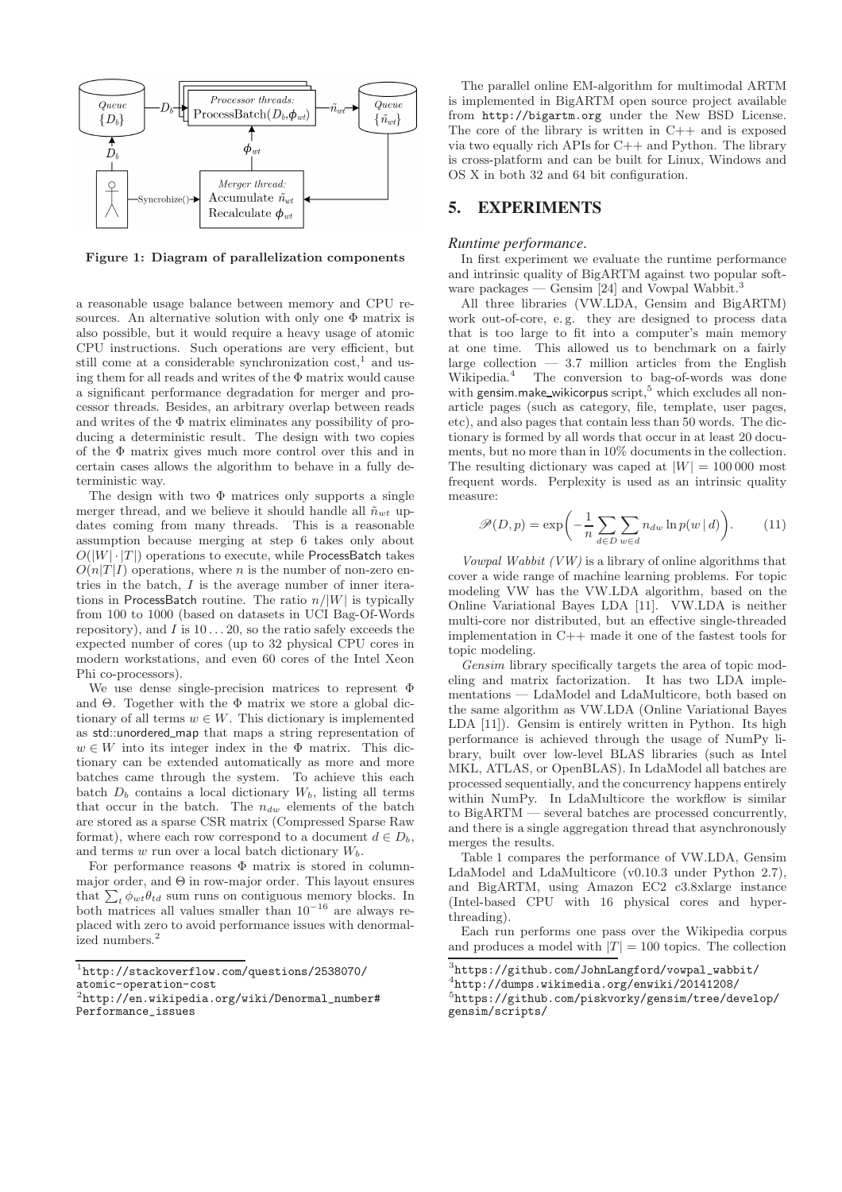Queue $\{D_b\}$

$D_b$

Processor threads: ProcessBatch($D_b$, $\phi_{wt}$)

$\tilde{n}_{wt}$

Queue $\{\tilde{n}_{wt}\}$

$\phi_{wt}$

$D_b$

Syncronize()

Merger thread: Accumulate $\tilde{n}_{wt}$ Recalculate $\phi_{wt}$

**Figure 1: Diagram of parallelization components**

a reasonable usage balance between memory and CPU resources. An alternative solution with only one $\Phi$ matrix is also possible, but it would require a heavy usage of atomic CPU instructions. Such operations are very efficient, but still come at a considerable synchronization cost,[1] and using them for all reads and writes of the $\Phi$ matrix would cause a significant performance degradation for merger and processor threads. Besides, an arbitrary overlap between reads and writes of the $\Phi$ matrix eliminates any possibility of producing a deterministic result. The design with two copies of the $\Phi$ matrix gives much more control over this and in certain cases allows the algorithm to behave in a fully deterministic way.

The design with two $\Phi$ matrices only supports a single merger thread, and we believe it should handle all $\tilde{n}_{wt}$ updates coming from many threads. This is a reasonable assumption because merging at step 6 takes only about $O(|W| \cdot |T|)$ operations to execute, while ProcessBatch takes $O(n|T|I)$ operations, where $n$ is the number of non-zero entries in the batch, $I$ is the average number of inner iterations in ProcessBatch routine. The ratio $n/|W|$ is typically from 100 to 1000 (based on datasets in UCI Bag-Of-Words repository), and $I$ is $10 \dots 20$, so the ratio safely exceeds the expected number of cores (up to 32 physical CPU cores in modern workstations, and even 60 cores of the Intel Xeon Phi co-processors).

We use dense single-precision matrices to represent $\Phi$ and $\Theta$. Together with the $\Phi$ matrix we store a global dictionary of all terms $w \in W$. This dictionary is implemented as std::unordered_map that maps a string representation of $w \in W$ into its integer index in the $\Phi$ matrix. This dictionary can be extended automatically as more and more batches came through the system. To achieve this each batch $D_b$ contains a local dictionary $W_b$, listing all terms that occur in the batch. The $n_{dw}$ elements of the batch are stored as a sparse CSR matrix (Compressed Sparse Raw format), where each row correspond to a document $d \in D_b$, and terms $w$ run over a local batch dictionary $W_b$.

For performance reasons $\Phi$ matrix is stored in column-major order, and $\Theta$ in row-major order. This layout ensures that $\sum_t \phi_{wt}\theta_{td}$ sum runs on contiguous memory blocks. In both matrices all values smaller than $10^{-16}$ are always replaced with zero to avoid performance issues with denormalized numbers.[2]

[1] http://stackoverflow.com/questions/2538070/atomic-operation-cost

[2] http://en.wikipedia.org/wiki/Denormal_number#Performance_issues

The parallel online EM-algorithm for multimodal ARTM is implemented in BigARTM open source project available from http://bigartm.org under the New BSD License. The core of the library is written in C++ and is exposed via two equally rich APIs for C++ and Python. The library is cross-platform and can be built for Linux, Windows and OS X in both 32 and 64 bit configuration.

## 5. EXPERIMENTS

### *Runtime performance.*

In first experiment we evaluate the runtime performance and intrinsic quality of BigARTM against two popular software packages — Gensim [24] and Vowpal Wabbit.[3]

All three libraries (VW.LDA, Gensim and BigARTM) work out-of-core, e. g. they are designed to process data that is too large to fit into a computer's main memory at one time. This allowed us to benchmark on a fairly large collection — 3.7 million articles from the English Wikipedia.[4] The conversion to bag-of-words was done with gensim.make_wikicorpus script,[5] which excludes all non-article pages (such as category, file, template, user pages, etc), and also pages that contain less than 50 words. The dictionary is formed by all words that occur in at least 20 documents, but no more than in 10% documents in the collection. The resulting dictionary was caped at $|W| = 100\,000$ most frequent words. Perplexity is used as an intrinsic quality measure:

$$\mathscr{P}(D, p) = \exp\biggl(-\frac{1}{n}\sum_{d\in D}\sum_{w\in d} n_{dw} \ln p(w \,|\, d)\biggr). \qquad (11)$$

*Vowpal Wabbit (VW)* is a library of online algorithms that cover a wide range of machine learning problems. For topic modeling VW has the VW.LDA algorithm, based on the Online Variational Bayes LDA [11]. VW.LDA is neither multi-core nor distributed, but an effective single-threaded implementation in C++ made it one of the fastest tools for topic modeling.

*Gensim* library specifically targets the area of topic modeling and matrix factorization. It has two LDA implementations — LdaModel and LdaMulticore, both based on the same algorithm as VW.LDA (Online Variational Bayes LDA [11]). Gensim is entirely written in Python. Its high performance is achieved through the usage of NumPy library, built over low-level BLAS libraries (such as Intel MKL, ATLAS, or OpenBLAS). In LdaModel all batches are processed sequentially, and the concurrency happens entirely within NumPy. In LdaMulticore the workflow is similar to BigARTM — several batches are processed concurrently, and there is a single aggregation thread that asynchronously merges the results.

Table 1 compares the performance of VW.LDA, Gensim LdaModel and LdaMulticore (v0.10.3 under Python 2.7), and BigARTM, using Amazon EC2 c3.8xlarge instance (Intel-based CPU with 16 physical cores and hyper-threading).

Each run performs one pass over the Wikipedia corpus and produces a model with $|T| = 100$ topics. The collection

[3] https://github.com/JohnLangford/vowpal_wabbit/

[4] http://dumps.wikimedia.org/enwiki/20141208/

[5] https://github.com/piskvorky/gensim/tree/develop/gensim/scripts/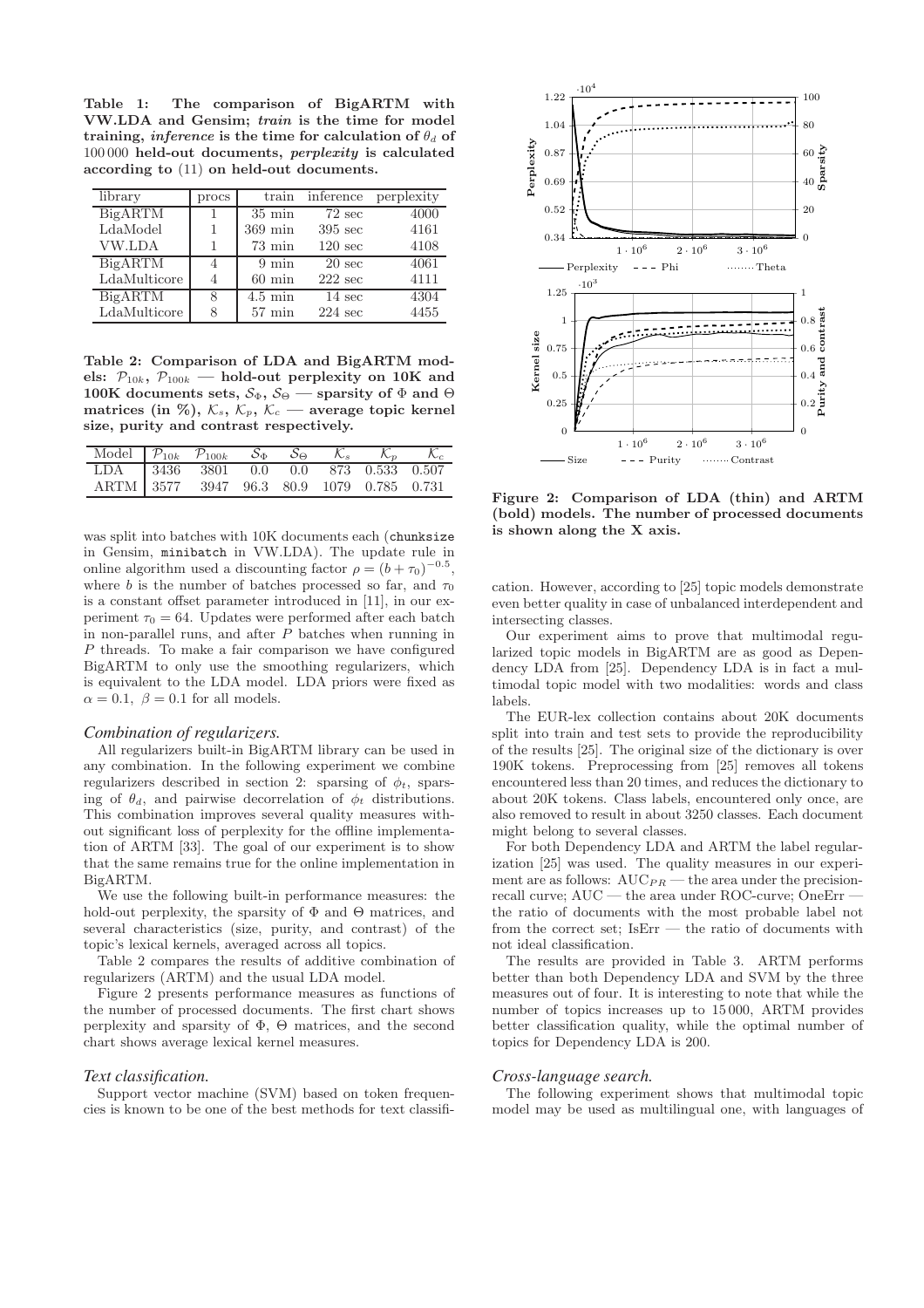**Table 1: The comparison of BigARTM with VW.LDA and Gensim; *train* is the time for model training, *inference* is the time for calculation of $\theta_d$ of 100 000 held-out documents, *perplexity* is calculated according to (11) on held-out documents.**

| library | procs | train | inference | perplexity |
|---|---|---|---|---|
| BigARTM | 1 | 35 min | 72 sec | 4000 |
| LdaModel | 1 | 369 min | 395 sec | 4161 |
| VW.LDA | 1 | 73 min | 120 sec | 4108 |
| BigARTM | 4 | 9 min | 20 sec | 4061 |
| LdaMulticore | 4 | 60 min | 222 sec | 4111 |
| BigARTM | 8 | 4.5 min | 14 sec | 4304 |
| LdaMulticore | 8 | 57 min | 224 sec | 4455 |

**Table 2: Comparison of LDA and BigARTM models: $\mathcal{P}_{10k}$, $\mathcal{P}_{100k}$ — hold-out perplexity on 10K and 100K documents sets, $\mathcal{S}_\Phi$, $\mathcal{S}_\Theta$ — sparsity of $\Phi$ and $\Theta$ matrices (in %), $\mathcal{K}_s$, $\mathcal{K}_p$, $\mathcal{K}_c$ — average topic kernel size, purity and contrast respectively.**

| Model | $\mathcal{P}_{10k}$ | $\mathcal{P}_{100k}$ | $\mathcal{S}_\Phi$ | $\mathcal{S}_\Theta$ | $\mathcal{K}_s$ | $\mathcal{K}_p$ | $\mathcal{K}_c$ |
|---|---|---|---|---|---|---|---|
| LDA | 3436 | 3801 | 0.0 | 0.0 | 873 | 0.533 | 0.507 |
| ARTM | 3577 | 3947 | 96.3 | 80.9 | 1079 | 0.785 | 0.731 |

was split into batches with 10K documents each (`chunksize` in Gensim, `minibatch` in VW.LDA). The update rule in online algorithm used a discounting factor $\rho = (b + \tau_0)^{-0.5}$, where $b$ is the number of batches processed so far, and $\tau_0$ is a constant offset parameter introduced in [11], in our experiment $\tau_0 = 64$. Updates were performed after each batch in non-parallel runs, and after $P$ batches when running in $P$ threads. To make a fair comparison we have configured BigARTM to only use the smoothing regularizers, which is equivalent to the LDA model. LDA priors were fixed as $\alpha = 0.1$, $\beta = 0.1$ for all models.

### *Combination of regularizers.*

All regularizers built-in BigARTM library can be used in any combination. In the following experiment we combine regularizers described in section 2: sparsing of $\phi_t$, sparsing of $\theta_d$, and pairwise decorrelation of $\phi_t$ distributions. This combination improves several quality measures without significant loss of perplexity for the offline implementation of ARTM [33]. The goal of our experiment is to show that the same remains true for the online implementation in BigARTM.

We use the following built-in performance measures: the hold-out perplexity, the sparsity of $\Phi$ and $\Theta$ matrices, and several characteristics (size, purity, and contrast) of the topic's lexical kernels, averaged across all topics.

Table 2 compares the results of additive combination of regularizers (ARTM) and the usual LDA model.

Figure 2 presents performance measures as functions of the number of processed documents. The first chart shows perplexity and sparsity of $\Phi$, $\Theta$ matrices, and the second chart shows average lexical kernel measures.

### *Text classification.*

Support vector machine (SVM) based on token frequencies is known to be one of the best methods for text classification. However, according to [25] topic models demonstrate even better quality in case of unbalanced interdependent and intersecting classes.

Our experiment aims to prove that multimodal regularized topic models in BigARTM are as good as Dependency LDA from [25]. Dependency LDA is in fact a multimodal topic model with two modalities: words and class labels.

The EUR-lex collection contains about 20K documents split into train and test sets to provide the reproducibility of the results [25]. The original size of the dictionary is over 190K tokens. Preprocessing from [25] removes all tokens encountered less than 20 times, and reduces the dictionary to about 20K tokens. Class labels, encountered only once, are also removed to result in about 3250 classes. Each document might belong to several classes.

For both Dependency LDA and ARTM the label regularization [25] was used. The quality measures in our experiment are as follows: $\text{AUC}_{PR}$ — the area under the precision-recall curve; AUC — the area under ROC-curve; OneErr — the ratio of documents with the most probable label not from the correct set; IsErr — the ratio of documents with not ideal classification.

The results are provided in Table 3. ARTM performs better than both Dependency LDA and SVM by the three measures out of four. It is interesting to note that while the number of topics increases up to 15 000, ARTM provides better classification quality, while the optimal number of topics for Dependency LDA is 200.

Perplexity
Sparsity
$\cdot 10^4$
1.22
1.04
0.87
0.69
0.52
0.34
100
80
60
40
20
0
$1 \cdot 10^6$
$2 \cdot 10^6$
$3 \cdot 10^6$
Perplexity
Phi
Theta

Kernel size
Purity and contrast
$\cdot 10^3$
1.25
1
0.75
0.5
0.25
0
1
0.8
0.6
0.4
0.2
0
$1 \cdot 10^6$
$2 \cdot 10^6$
$3 \cdot 10^6$
Size
Purity
Contrast

**Figure 2: Comparison of LDA (thin) and ARTM (bold) models. The number of processed documents is shown along the X axis.**

### *Cross-language search.*

The following experiment shows that multimodal topic model may be used as multilingual one, with languages of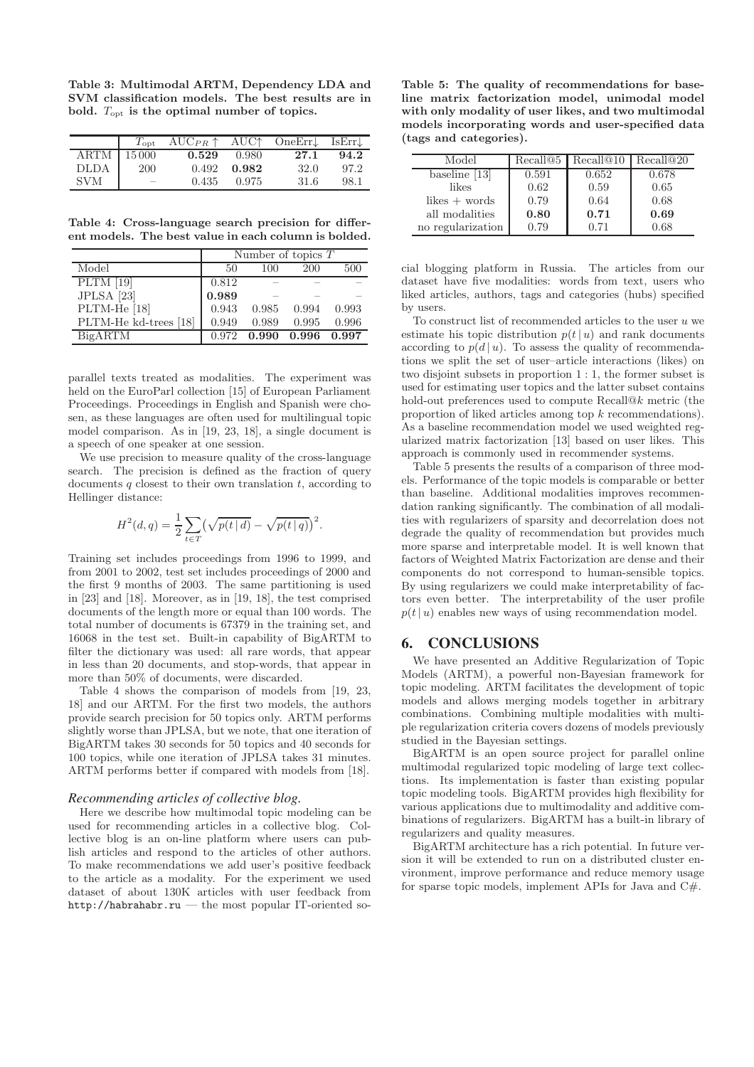**Table 3: Multimodal ARTM, Dependency LDA and SVM classification models. The best results are in bold. $T_{\text{opt}}$ is the optimal number of topics.**

| | $T_{\text{opt}}$ | $\text{AUC}_{PR}\uparrow$ | AUC↑ | OneErr↓ | IsErr↓ |
|---|---|---|---|---|---|
| ARTM | 15 000 | **0.529** | 0.980 | **27.1** | **94.2** |
| DLDA | 200 | 0.492 | **0.982** | 32.0 | 97.2 |
| SVM | – | 0.435 | 0.975 | 31.6 | 98.1 |

**Table 4: Cross-language search precision for different models. The best value in each column is bolded.**

| | Number of topics $T$ | | | |
|---|---|---|---|---|
| Model | 50 | 100 | 200 | 500 |
| PLTM [19] | 0.812 | – | – | – |
| JPLSA [23] | **0.989** | – | – | – |
| PLTM-He [18] | 0.943 | 0.985 | 0.994 | 0.993 |
| PLTM-He kd-trees [18] | 0.949 | 0.989 | 0.995 | 0.996 |
| BigARTM | 0.972 | **0.990** | **0.996** | **0.997** |

parallel texts treated as modalities. The experiment was held on the EuroParl collection [15] of European Parliament Proceedings. Proceedings in English and Spanish were chosen, as these languages are often used for multilingual topic model comparison. As in [19, 23, 18], a single document is a speech of one speaker at one session.

We use precision to measure quality of the cross-language search. The precision is defined as the fraction of query documents $q$ closest to their own translation $t$, according to Hellinger distance:

$$H^2(d, q) = \frac{1}{2} \sum_{t \in T} \bigl(\sqrt{p(t \,|\, d)} - \sqrt{p(t \,|\, q)}\bigr)^2.$$

Training set includes proceedings from 1996 to 1999, and from 2001 to 2002, test set includes proceedings of 2000 and the first 9 months of 2003. The same partitioning is used in [23] and [18]. Moreover, as in [19, 18], the test comprised documents of the length more or equal than 100 words. The total number of documents is 67379 in the training set, and 16068 in the test set. Built-in capability of BigARTM to filter the dictionary was used: all rare words, that appear in less than 20 documents, and stop-words, that appear in more than 50% of documents, were discarded.

Table 4 shows the comparison of models from [19, 23, 18] and our ARTM. For the first two models, the authors provide search precision for 50 topics only. ARTM performs slightly worse than JPLSA, but we note, that one iteration of BigARTM takes 30 seconds for 50 topics and 40 seconds for 100 topics, while one iteration of JPLSA takes 31 minutes. ARTM performs better if compared with models from [18].

### *Recommending articles of collective blog.*

Here we describe how multimodal topic modeling can be used for recommending articles in a collective blog. Collective blog is an on-line platform where users can publish articles and respond to the articles of other authors. To make recommendations we add user's positive feedback to the article as a modality. For the experiment we used dataset of about 130K articles with user feedback from `http://habrahabr.ru` — the most popular IT-oriented social blogging platform in Russia. The articles from our dataset have five modalities: words from text, users who liked articles, authors, tags and categories (hubs) specified by users.

**Table 5: The quality of recommendations for baseline matrix factorization model, unimodal model with only modality of user likes, and two multimodal models incorporating words and user-specified data (tags and categories).**

| Model | Recall@5 | Recall@10 | Recall@20 |
|---|---|---|---|
| baseline [13] | 0.591 | 0.652 | 0.678 |
| likes | 0.62 | 0.59 | 0.65 |
| likes + words | 0.79 | 0.64 | 0.68 |
| all modalities | **0.80** | **0.71** | **0.69** |
| no regularization | 0.79 | 0.71 | 0.68 |

To construct list of recommended articles to the user $u$ we estimate his topic distribution $p(t \,|\, u)$ and rank documents according to $p(d \,|\, u)$. To assess the quality of recommendations we split the set of user–article interactions (likes) on two disjoint subsets in proportion $1:1$, the former subset is used for estimating user topics and the latter subset contains hold-out preferences used to compute Recall@$k$ metric (the proportion of liked articles among top $k$ recommendations). As a baseline recommendation model we used weighted regularized matrix factorization [13] based on user likes. This approach is commonly used in recommender systems.

Table 5 presents the results of a comparison of three models. Performance of the topic models is comparable or better than baseline. Additional modalities improves recommendation ranking significantly. The combination of all modalities with regularizers of sparsity and decorrelation does not degrade the quality of recommendation but provides much more sparse and interpretable model. It is well known that factors of Weighted Matrix Factorization are dense and their components do not correspond to human-sensible topics. By using regularizers we could make interpretability of factors even better. The interpretability of the user profile $p(t \,|\, u)$ enables new ways of using recommendation model.

## 6. CONCLUSIONS

We have presented an Additive Regularization of Topic Models (ARTM), a powerful non-Bayesian framework for topic modeling. ARTM facilitates the development of topic models and allows merging models together in arbitrary combinations. Combining multiple modalities with multiple regularization criteria covers dozens of models previously studied in the Bayesian settings.

BigARTM is an open source project for parallel online multimodal regularized topic modeling of large text collections. Its implementation is faster than existing popular topic modeling tools. BigARTM provides high flexibility for various applications due to multimodality and additive combinations of regularizers. BigARTM has a built-in library of regularizers and quality measures.

BigARTM architecture has a rich potential. In future version it will be extended to run on a distributed cluster environment, improve performance and reduce memory usage for sparse topic models, implement APIs for Java and C#.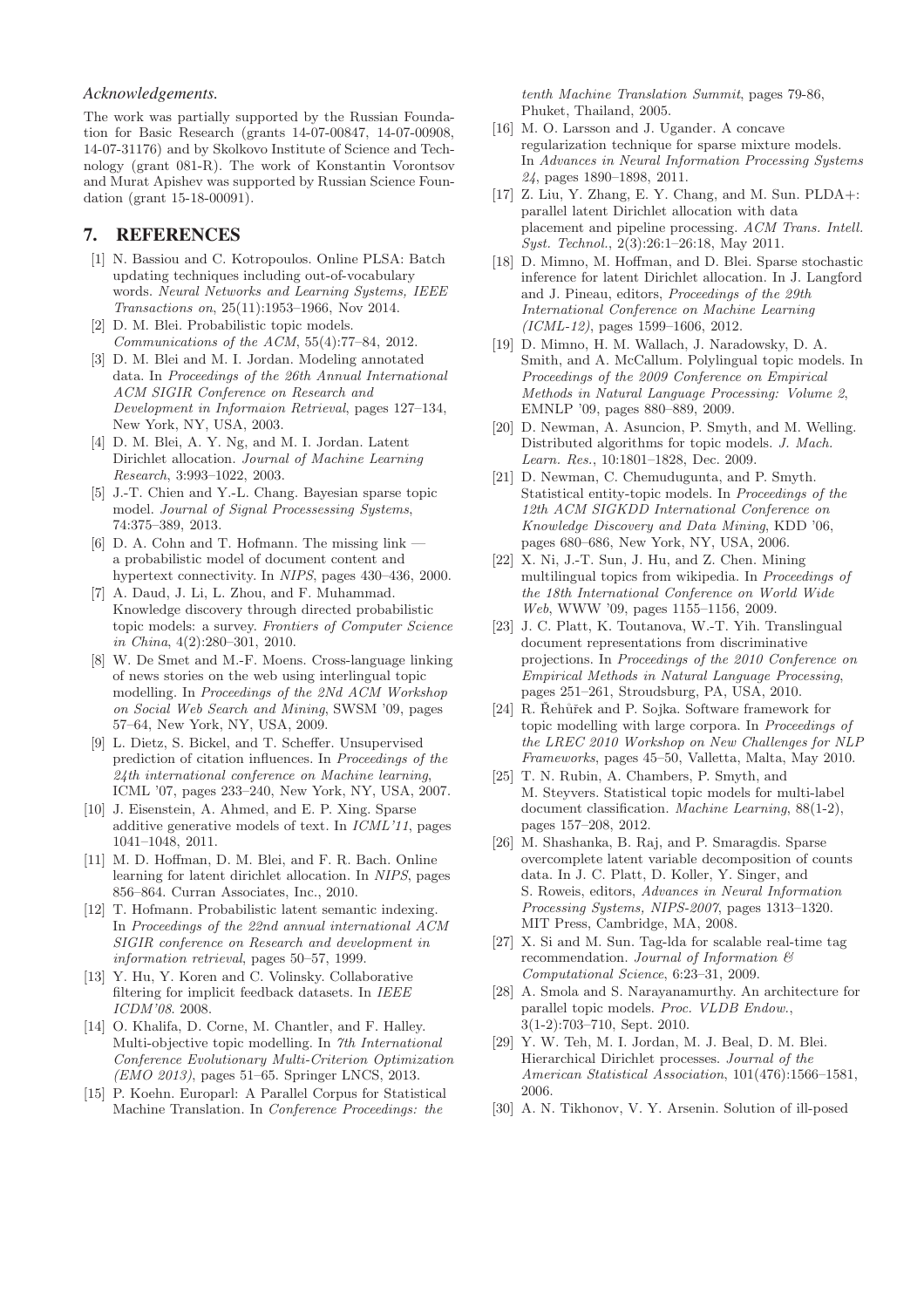*Acknowledgements.*

The work was partially supported by the Russian Foundation for Basic Research (grants 14-07-00847, 14-07-00908, 14-07-31176) and by Skolkovo Institute of Science and Technology (grant 081-R). The work of Konstantin Vorontsov and Murat Apishev was supported by Russian Science Foundation (grant 15-18-00091).

## 7. REFERENCES

[1] N. Bassiou and C. Kotropoulos. Online PLSA: Batch updating techniques including out-of-vocabulary words. *Neural Networks and Learning Systems, IEEE Transactions on*, 25(11):1953–1966, Nov 2014.

[2] D. M. Blei. Probabilistic topic models. *Communications of the ACM*, 55(4):77–84, 2012.

[3] D. M. Blei and M. I. Jordan. Modeling annotated data. In *Proceedings of the 26th Annual International ACM SIGIR Conference on Research and Development in Informaion Retrieval*, pages 127–134, New York, NY, USA, 2003.

[4] D. M. Blei, A. Y. Ng, and M. I. Jordan. Latent Dirichlet allocation. *Journal of Machine Learning Research*, 3:993–1022, 2003.

[5] J.-T. Chien and Y.-L. Chang. Bayesian sparse topic model. *Journal of Signal Processessing Systems*, 74:375–389, 2013.

[6] D. A. Cohn and T. Hofmann. The missing link — a probabilistic model of document content and hypertext connectivity. In *NIPS*, pages 430–436, 2000.

[7] A. Daud, J. Li, L. Zhou, and F. Muhammad. Knowledge discovery through directed probabilistic topic models: a survey. *Frontiers of Computer Science in China*, 4(2):280–301, 2010.

[8] W. De Smet and M.-F. Moens. Cross-language linking of news stories on the web using interlingual topic modelling. In *Proceedings of the 2Nd ACM Workshop on Social Web Search and Mining*, SWSM '09, pages 57–64, New York, NY, USA, 2009.

[9] L. Dietz, S. Bickel, and T. Scheffer. Unsupervised prediction of citation influences. In *Proceedings of the 24th international conference on Machine learning*, ICML '07, pages 233–240, New York, NY, USA, 2007.

[10] J. Eisenstein, A. Ahmed, and E. P. Xing. Sparse additive generative models of text. In *ICML'11*, pages 1041–1048, 2011.

[11] M. D. Hoffman, D. M. Blei, and F. R. Bach. Online learning for latent dirichlet allocation. In *NIPS*, pages 856–864. Curran Associates, Inc., 2010.

[12] T. Hofmann. Probabilistic latent semantic indexing. In *Proceedings of the 22nd annual international ACM SIGIR conference on Research and development in information retrieval*, pages 50–57, 1999.

[13] Y. Hu, Y. Koren and C. Volinsky. Collaborative filtering for implicit feedback datasets. In *IEEE ICDM'08*. 2008.

[14] O. Khalifa, D. Corne, M. Chantler, and F. Halley. Multi-objective topic modelling. In *7th International Conference Evolutionary Multi-Criterion Optimization (EMO 2013)*, pages 51–65. Springer LNCS, 2013.

[15] P. Koehn. Europarl: A Parallel Corpus for Statistical Machine Translation. In *Conference Proceedings: the tenth Machine Translation Summit*, pages 79-86, Phuket, Thailand, 2005.

[16] M. O. Larsson and J. Ugander. A concave regularization technique for sparse mixture models. In *Advances in Neural Information Processing Systems 24*, pages 1890–1898, 2011.

[17] Z. Liu, Y. Zhang, E. Y. Chang, and M. Sun. PLDA+: parallel latent Dirichlet allocation with data placement and pipeline processing. *ACM Trans. Intell. Syst. Technol.*, 2(3):26:1–26:18, May 2011.

[18] D. Mimno, M. Hoffman, and D. Blei. Sparse stochastic inference for latent Dirichlet allocation. In J. Langford and J. Pineau, editors, *Proceedings of the 29th International Conference on Machine Learning (ICML-12)*, pages 1599–1606, 2012.

[19] D. Mimno, H. M. Wallach, J. Naradowsky, D. A. Smith, and A. McCallum. Polylingual topic models. In *Proceedings of the 2009 Conference on Empirical Methods in Natural Language Processing: Volume 2*, EMNLP '09, pages 880–889, 2009.

[20] D. Newman, A. Asuncion, P. Smyth, and M. Welling. Distributed algorithms for topic models. *J. Mach. Learn. Res.*, 10:1801–1828, Dec. 2009.

[21] D. Newman, C. Chemudugunta, and P. Smyth. Statistical entity-topic models. In *Proceedings of the 12th ACM SIGKDD International Conference on Knowledge Discovery and Data Mining*, KDD '06, pages 680–686, New York, NY, USA, 2006.

[22] X. Ni, J.-T. Sun, J. Hu, and Z. Chen. Mining multilingual topics from wikipedia. In *Proceedings of the 18th International Conference on World Wide Web*, WWW '09, pages 1155–1156, 2009.

[23] J. C. Platt, K. Toutanova, W.-T. Yih. Translingual document representations from discriminative projections. In *Proceedings of the 2010 Conference on Empirical Methods in Natural Language Processing*, pages 251–261, Stroudsburg, PA, USA, 2010.

[24] R. Řehůřek and P. Sojka. Software framework for topic modelling with large corpora. In *Proceedings of the LREC 2010 Workshop on New Challenges for NLP Frameworks*, pages 45–50, Valletta, Malta, May 2010.

[25] T. N. Rubin, A. Chambers, P. Smyth, and M. Steyvers. Statistical topic models for multi-label document classification. *Machine Learning*, 88(1-2), pages 157–208, 2012.

[26] M. Shashanka, B. Raj, and P. Smaragdis. Sparse overcomplete latent variable decomposition of counts data. In J. C. Platt, D. Koller, Y. Singer, and S. Roweis, editors, *Advances in Neural Information Processing Systems, NIPS-2007*, pages 1313–1320. MIT Press, Cambridge, MA, 2008.

[27] X. Si and M. Sun. Tag-lda for scalable real-time tag recommendation. *Journal of Information & Computational Science*, 6:23–31, 2009.

[28] A. Smola and S. Narayanamurthy. An architecture for parallel topic models. *Proc. VLDB Endow.*, 3(1-2):703–710, Sept. 2010.

[29] Y. W. Teh, M. I. Jordan, M. J. Beal, D. M. Blei. Hierarchical Dirichlet processes. *Journal of the American Statistical Association*, 101(476):1566–1581, 2006.

[30] A. N. Tikhonov, V. Y. Arsenin. Solution of ill-posed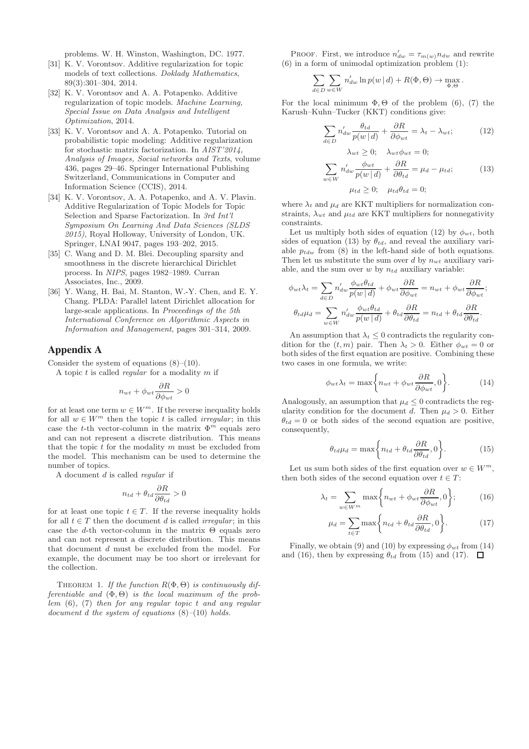problems. W. H. Winston, Washington, DC. 1977.

[31] K. V. Vorontsov. Additive regularization for topic models of text collections. *Doklady Mathematics*, 89(3):301–304, 2014.

[32] K. V. Vorontsov and A. A. Potapenko. Additive regularization of topic models. *Machine Learning, Special Issue on Data Analysis and Intelligent Optimization*, 2014.

[33] K. V. Vorontsov and A. A. Potapenko. Tutorial on probabilistic topic modeling: Additive regularization for stochastic matrix factorization. In *AIST'2014, Analysis of Images, Social networks and Texts*, volume 436, pages 29–46. Springer International Publishing Switzerland, Communications in Computer and Information Science (CCIS), 2014.

[34] K. V. Vorontsov, A. A. Potapenko, and A. V. Plavin. Additive Regularization of Topic Models for Topic Selection and Sparse Factorization. In *3rd Int'l Symposium On Learning And Data Sciences (SLDS 2015)*, Royal Holloway, University of London, UK. Springer, LNAI 9047, pages 193–202, 2015.

[35] C. Wang and D. M. Blei. Decoupling sparsity and smoothness in the discrete hierarchical Dirichlet process. In *NIPS*, pages 1982–1989. Curran Associates, Inc., 2009.

[36] Y. Wang, H. Bai, M. Stanton, W.-Y. Chen, and E. Y. Chang. PLDA: Parallel latent Dirichlet allocation for large-scale applications. In *Proceedings of the 5th International Conference on Algorithmic Aspects in Information and Management*, pages 301–314, 2009.

## Appendix A

Consider the system of equations (8)–(10).

A topic $t$ is called *regular* for a modality $m$ if

$$n_{wt} + \phi_{wt} \frac{\partial R}{\partial \phi_{wt}} > 0$$

for at least one term $w \in W^m$. If the reverse inequality holds for all $w \in W^m$ then the topic $t$ is called *irregular*; in this case the $t$-th vector-column in the matrix $\Phi^m$ equals zero and can not represent a discrete distribution. This means that the topic $t$ for the modality $m$ must be excluded from the model. This mechanism can be used to determine the number of topics.

A document $d$ is called *regular* if

$$n_{td} + \theta_{td} \frac{\partial R}{\partial \theta_{td}} > 0$$

for at least one topic $t \in T$. If the reverse inequality holds for all $t \in T$ then the document $d$ is called *irregular*; in this case the $d$-th vector-column in the matrix $\Theta$ equals zero and can not represent a discrete distribution. This means that document $d$ must be excluded from the model. For example, the document may be too short or irrelevant for the collection.

THEOREM 1. *If the function $R(\Phi, \Theta)$ is continuously differentiable and $(\Phi, \Theta)$ is the local maximum of the problem (6), (7) then for any regular topic $t$ and any regular document $d$ the system of equations (8)–(10) holds.*

PROOF. First, we introduce $n'_{dw} = \tau_{m(w)} n_{dw}$ and rewrite (6) in a form of unimodal optimization problem (1):

$$\sum_{d \in D} \sum_{w \in W} n'_{dw} \ln p(w \mid d) + R(\Phi, \Theta) \to \max_{\Phi, \Theta}.$$

For the local minimum $\Phi, \Theta$ of the problem (6), (7) the Karush–Kuhn–Tucker (KKT) conditions give:

$$\sum_{d \in D} n'_{dw} \frac{\theta_{td}}{p(w \mid d)} + \frac{\partial R}{\partial \phi_{wt}} = \lambda_t - \lambda_{wt}; \tag{12}$$

$$\lambda_{wt} \geq 0; \quad \lambda_{wt} \phi_{wt} = 0;$$

$$\sum_{w \in W} n'_{dw} \frac{\phi_{wt}}{p(w \mid d)} + \frac{\partial R}{\partial \theta_{td}} = \mu_d - \mu_{td}; \tag{13}$$

$$\mu_{td} \geq 0; \quad \mu_{td} \theta_{td} = 0;$$

where $\lambda_t$ and $\mu_d$ are KKT multipliers for normalization constraints, $\lambda_{wt}$ and $\mu_{td}$ are KKT multipliers for nonnegativity constraints.

Let us multiply both sides of equation (12) by $\phi_{wt}$, both sides of equation (13) by $\theta_{td}$, and reveal the auxiliary variable $p_{tdw}$ from (8) in the left-hand side of both equations. Then let us substitute the sum over $d$ by $n_{wt}$ auxiliary variable, and the sum over $w$ by $n_{td}$ auxiliary variable:

$$\phi_{wt} \lambda_t = \sum_{d \in D} n'_{dw} \frac{\phi_{wt} \theta_{td}}{p(w \mid d)} + \phi_{wt} \frac{\partial R}{\partial \phi_{wt}} = n_{wt} + \phi_{wt} \frac{\partial R}{\partial \phi_{wt}};$$

$$\theta_{td} \mu_d = \sum_{w \in W} n'_{dw} \frac{\phi_{wt} \theta_{td}}{p(w \mid d)} + \theta_{td} \frac{\partial R}{\partial \theta_{td}} = n_{td} + \theta_{td} \frac{\partial R}{\partial \theta_{td}}.$$

An assumption that $\lambda_t \leq 0$ contradicts the regularity condition for the $(t, m)$ pair. Then $\lambda_t > 0$. Either $\phi_{wt} = 0$ or both sides of the first equation are positive. Combining these two cases in one formula, we write:

$$\phi_{wt} \lambda_t = \max\left\{ n_{wt} + \phi_{wt} \frac{\partial R}{\partial \phi_{wt}}, 0 \right\}. \tag{14}$$

Analogously, an assumption that $\mu_d \leq 0$ contradicts the regularity condition for the document $d$. Then $\mu_d > 0$. Either $\theta_{td} = 0$ or both sides of the second equation are positive, consequently,

$$\theta_{td} \mu_d = \max\left\{ n_{td} + \theta_{td} \frac{\partial R}{\partial \theta_{td}}, 0 \right\}. \tag{15}$$

Let us sum both sides of the first equation over $w \in W^m$, then both sides of the second equation over $t \in T$:

$$\lambda_t = \sum_{w \in W^m} \max\left\{ n_{wt} + \phi_{wt} \frac{\partial R}{\partial \phi_{wt}}, 0 \right\}; \tag{16}$$

$$\mu_d = \sum_{t \in T} \max\left\{ n_{td} + \theta_{td} \frac{\partial R}{\partial \theta_{td}}, 0 \right\}. \tag{17}$$

Finally, we obtain (9) and (10) by expressing $\phi_{wt}$ from (14) and (16), then by expressing $\theta_{td}$ from (15) and (17). $\square$